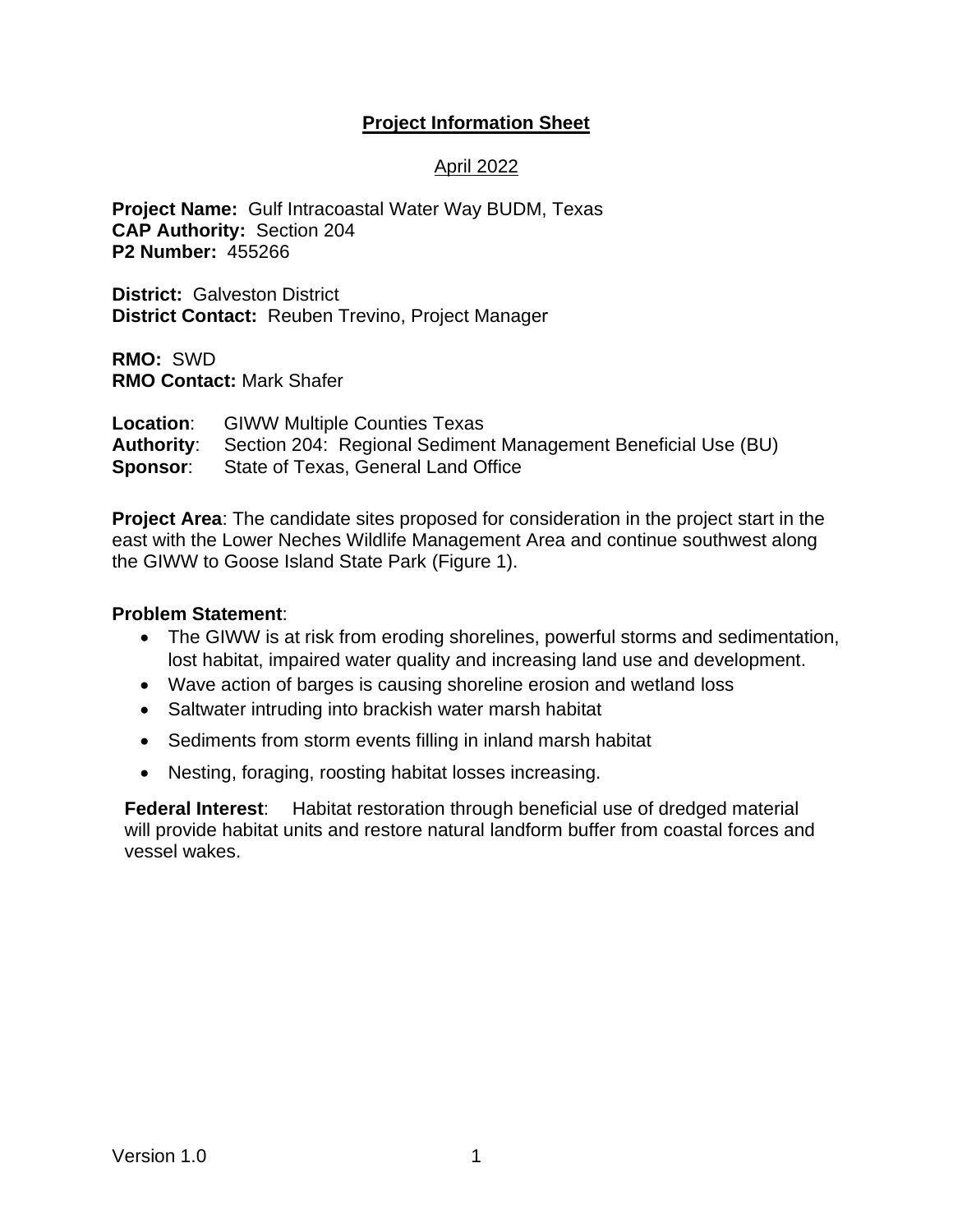# Project Information Sheet

April 2022

**Project Name:** Gulf Intracoastal Water Way BUDM, Texas
**CAP Authority:** Section 204
**P2 Number:** 455266

**District:** Galveston District
**District Contact:** Reuben Trevino, Project Manager

**RMO:** SWD
**RMO Contact:** Mark Shafer

**Location**: GIWW Multiple Counties Texas
**Authority**: Section 204: Regional Sediment Management Beneficial Use (BU)
**Sponsor**: State of Texas, General Land Office

**Project Area**: The candidate sites proposed for consideration in the project start in the east with the Lower Neches Wildlife Management Area and continue southwest along the GIWW to Goose Island State Park (Figure 1).

**Problem Statement**:

- The GIWW is at risk from eroding shorelines, powerful storms and sedimentation, lost habitat, impaired water quality and increasing land use and development.
- Wave action of barges is causing shoreline erosion and wetland loss
- Saltwater intruding into brackish water marsh habitat
- Sediments from storm events filling in inland marsh habitat
- Nesting, foraging, roosting habitat losses increasing.

**Federal Interest**: Habitat restoration through beneficial use of dredged material will provide habitat units and restore natural landform buffer from coastal forces and vessel wakes.

Version 1.0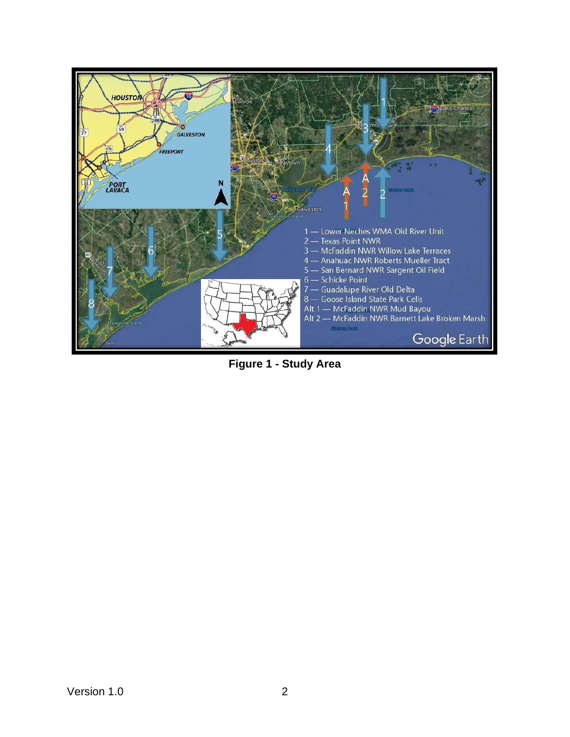1 — Lower Neches WMA Old River Unit
2 — Texas Point NWR
3 — McFaddin NWR Willow Lake Terraces
4 — Anahuac NWR Roberts Mueller Tract
5 — San Bernard NWR Sargent Oil Field
6 — Schicke Point
7 — Guadalupe River Old Delta
8 — Goose Island State Park Cells
Alt 1 — McFaddin NWR Mud Bayou
Alt 2 — McFaddin NWR Barnett Lake Broken Marsh

Google Earth

**Figure 1 - Study Area**

Version 1.0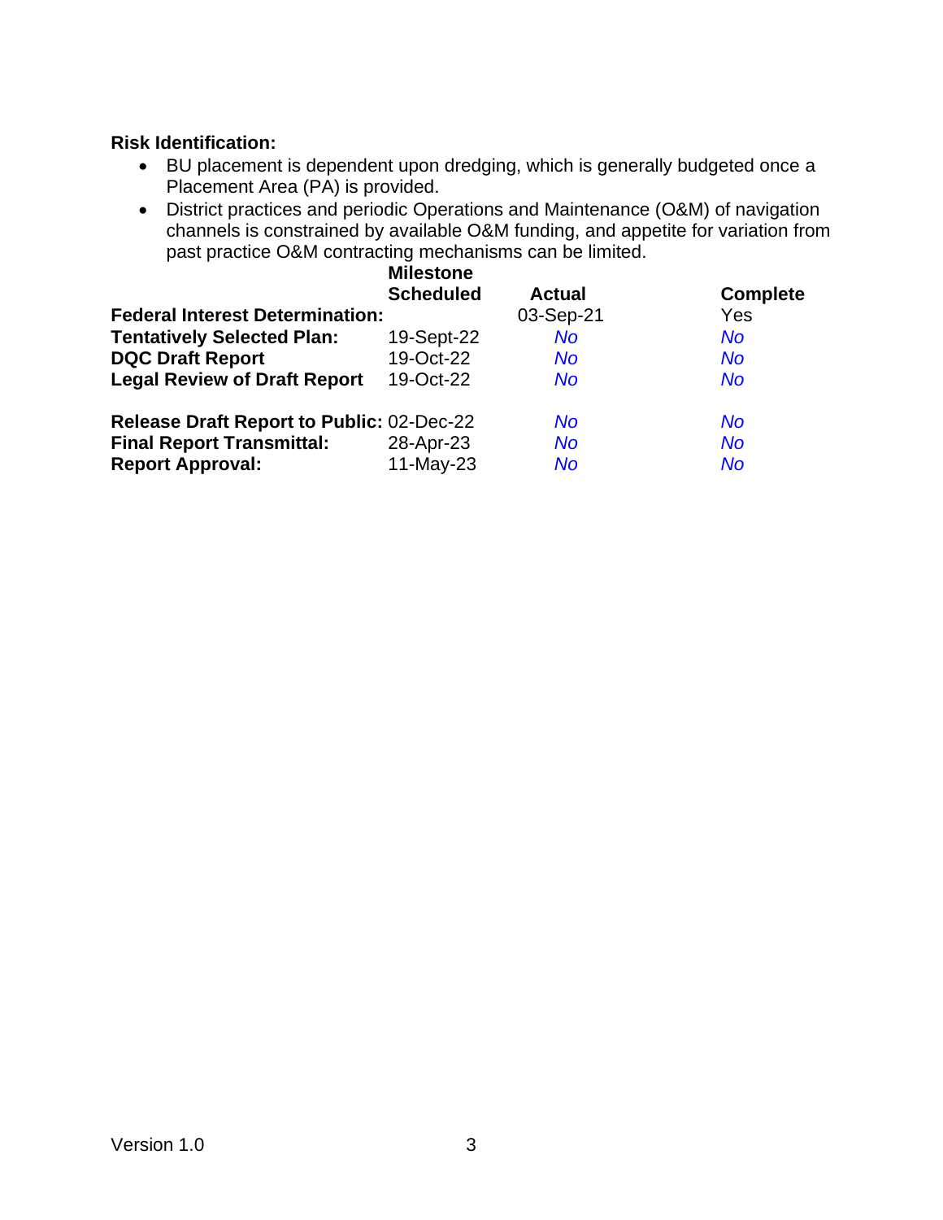**Risk Identification:**

- BU placement is dependent upon dredging, which is generally budgeted once a Placement Area (PA) is provided.
- District practices and periodic Operations and Maintenance (O&M) of navigation channels is constrained by available O&M funding, and appetite for variation from past practice O&M contracting mechanisms can be limited.

| | Milestone Scheduled | Actual | Complete |
|---|---|---|---|
| **Federal Interest Determination:** | | 03-Sep-21 | Yes |
| **Tentatively Selected Plan:** | 19-Sept-22 | *No* | *No* |
| **DQC Draft Report** | 19-Oct-22 | *No* | *No* |
| **Legal Review of Draft Report** | 19-Oct-22 | *No* | *No* |
| **Release Draft Report to Public:** | 02-Dec-22 | *No* | *No* |
| **Final Report Transmittal:** | 28-Apr-23 | *No* | *No* |
| **Report Approval:** | 11-May-23 | *No* | *No* |

Version 1.0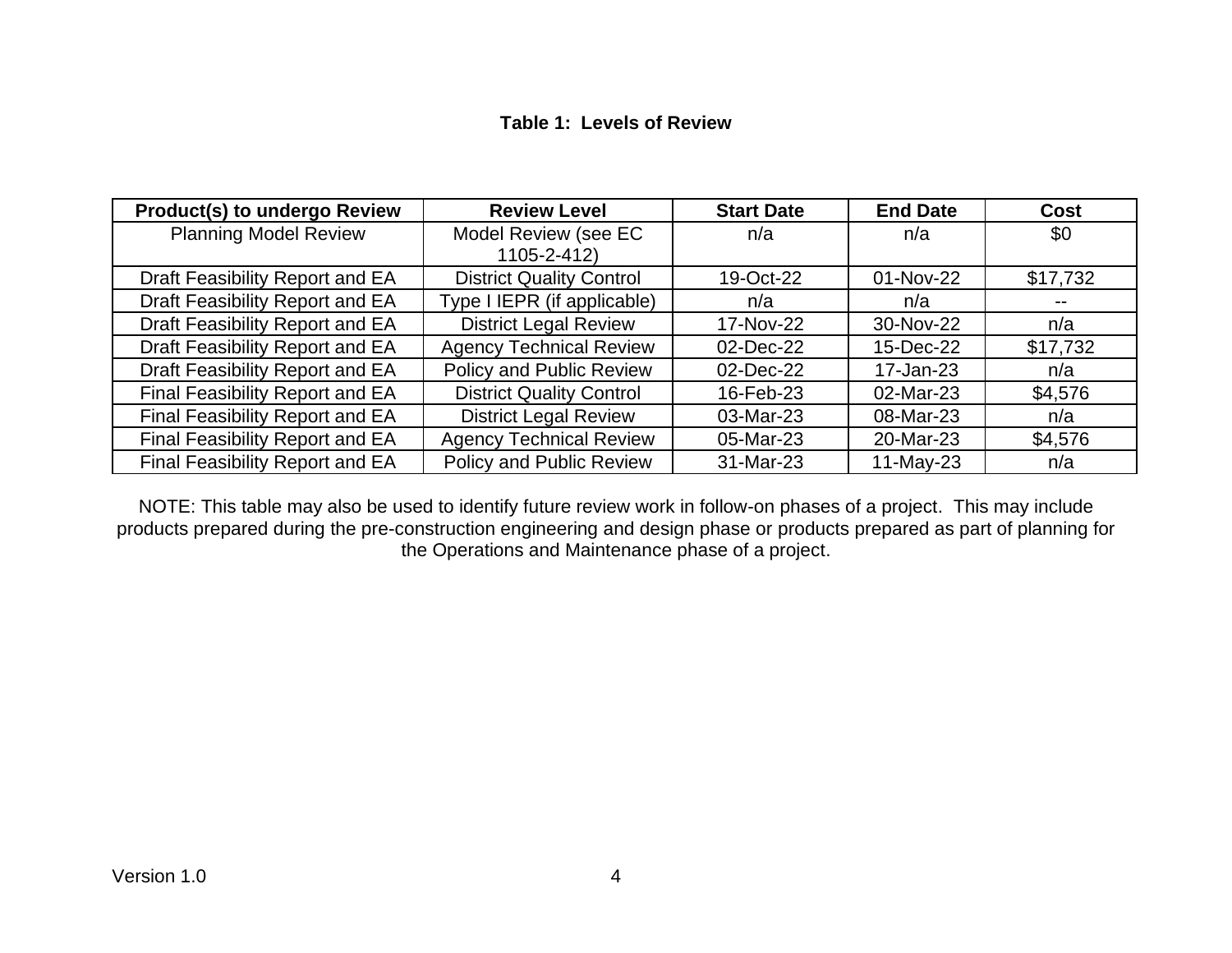**Table 1: Levels of Review**

| Product(s) to undergo Review | Review Level | Start Date | End Date | Cost |
|---|---|---|---|---|
| Planning Model Review | Model Review (see EC 1105-2-412) | n/a | n/a | $0 |
| Draft Feasibility Report and EA | District Quality Control | 19-Oct-22 | 01-Nov-22 | $17,732 |
| Draft Feasibility Report and EA | Type I IEPR (if applicable) | n/a | n/a | -- |
| Draft Feasibility Report and EA | District Legal Review | 17-Nov-22 | 30-Nov-22 | n/a |
| Draft Feasibility Report and EA | Agency Technical Review | 02-Dec-22 | 15-Dec-22 | $17,732 |
| Draft Feasibility Report and EA | Policy and Public Review | 02-Dec-22 | 17-Jan-23 | n/a |
| Final Feasibility Report and EA | District Quality Control | 16-Feb-23 | 02-Mar-23 | $4,576 |
| Final Feasibility Report and EA | District Legal Review | 03-Mar-23 | 08-Mar-23 | n/a |
| Final Feasibility Report and EA | Agency Technical Review | 05-Mar-23 | 20-Mar-23 | $4,576 |
| Final Feasibility Report and EA | Policy and Public Review | 31-Mar-23 | 11-May-23 | n/a |

NOTE: This table may also be used to identify future review work in follow-on phases of a project. This may include products prepared during the pre-construction engineering and design phase or products prepared as part of planning for the Operations and Maintenance phase of a project.

Version 1.0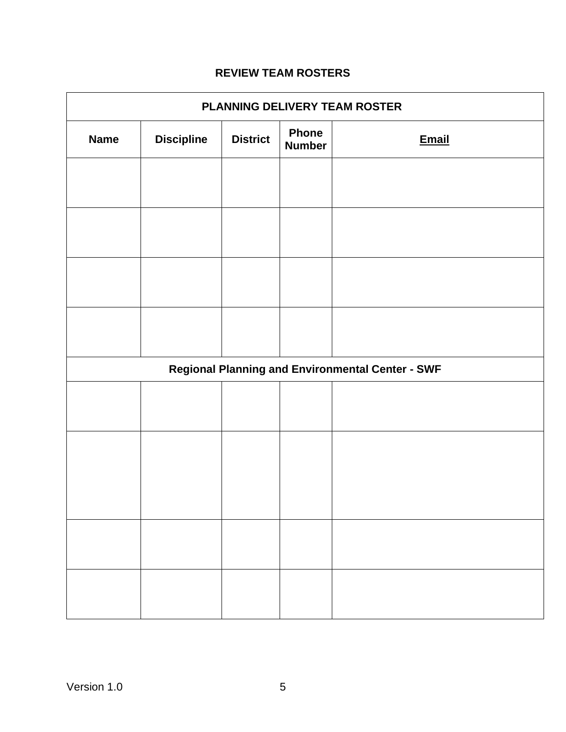## REVIEW TEAM ROSTERS

| PLANNING DELIVERY TEAM ROSTER | | | | |
|---|---|---|---|---|
| **Name** | **Discipline** | **District** | **Phone Number** | **Email** |
| | | | | |
| | | | | |
| | | | | |
| | | | | |
| **Regional Planning and Environmental Center - SWF** | | | | |
| | | | | |
| | | | | |
| | | | | |
| | | | | |

Version 1.0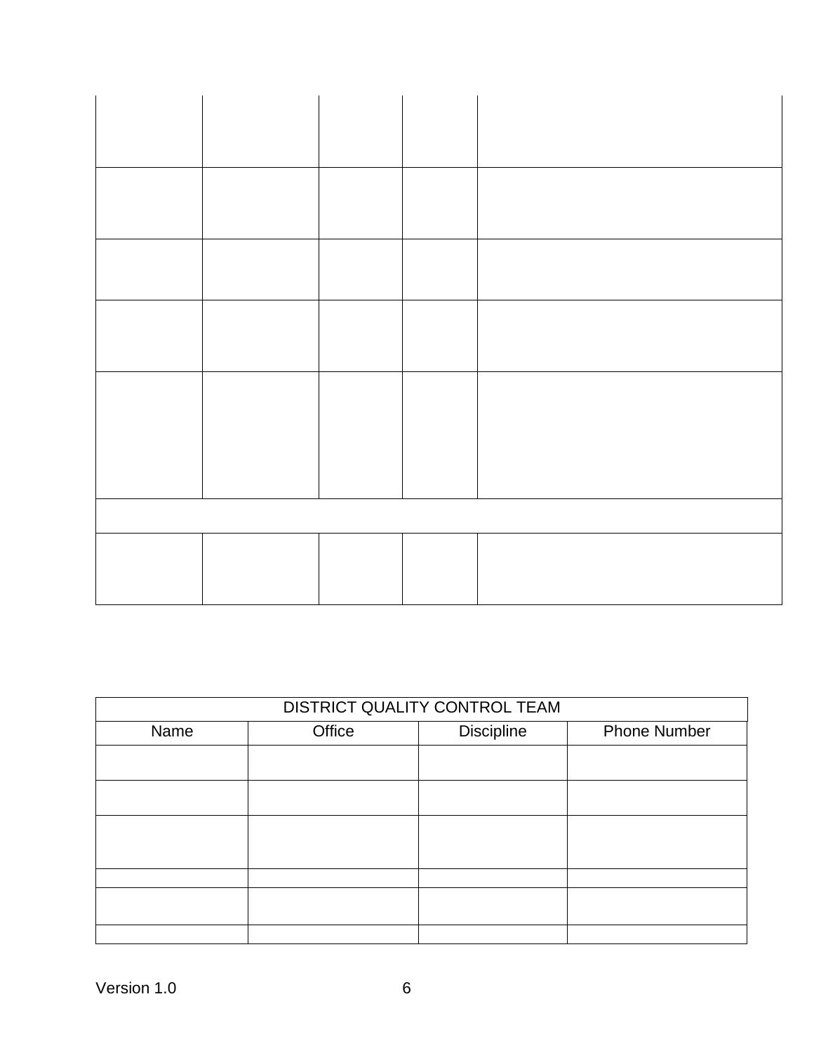| | | | | |
|---|---|---|---|---|
| | | | | |
| | | | | |
| | | | | |
| | | | | |
| | | | | |
| | | | | |
| | | | | |

| DISTRICT QUALITY CONTROL TEAM | | | |
|---|---|---|---|
| Name | Office | Discipline | Phone Number |
| | | | |
| | | | |
| | | | |
| | | | |
| | | | |
| | | | |

Version 1.0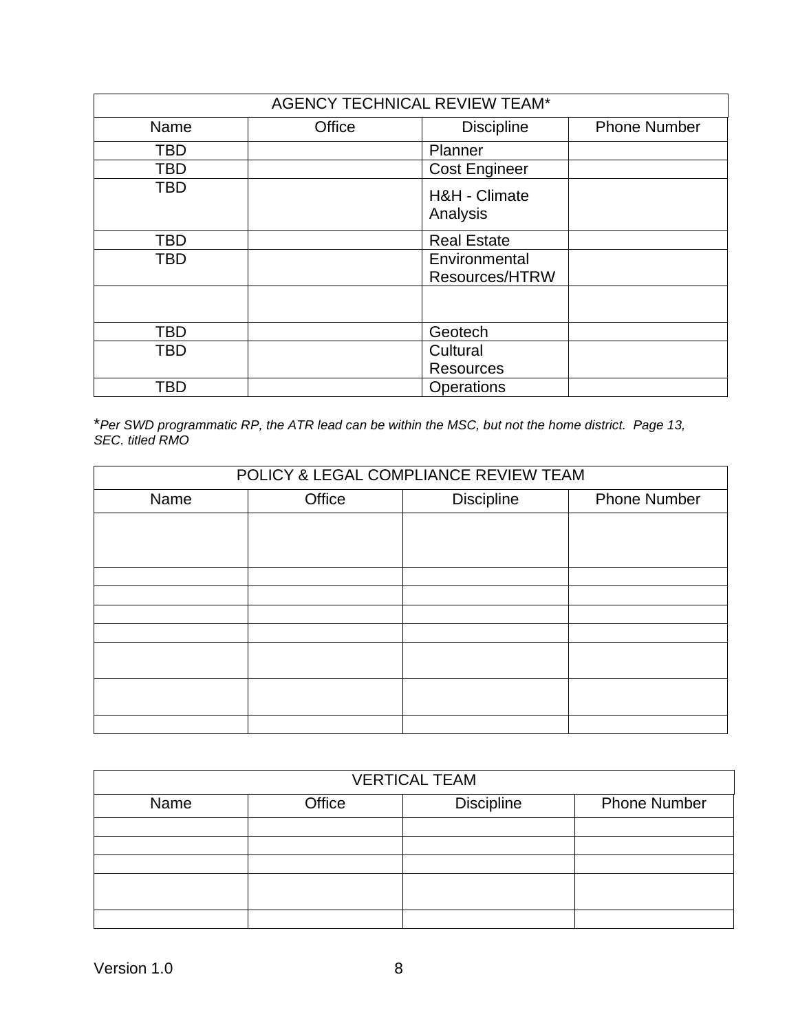| AGENCY TECHNICAL REVIEW TEAM* | | | |
|---|---|---|---|
| Name | Office | Discipline | Phone Number |
| TBD | | Planner | |
| TBD | | Cost Engineer | |
| TBD | | H&H - Climate Analysis | |
| TBD | | Real Estate | |
| TBD | | Environmental Resources/HTRW | |
| | | | |
| TBD | | Geotech | |
| TBD | | Cultural Resources | |
| TBD | | Operations | |

**Per SWD programmatic RP, the ATR lead can be within the MSC, but not the home district. Page 13, SEC. titled RMO*

| POLICY & LEGAL COMPLIANCE REVIEW TEAM | | | |
|---|---|---|---|
| Name | Office | Discipline | Phone Number |
| | | | |
| | | | |
| | | | |
| | | | |
| | | | |
| | | | |
| | | | |
| | | | |

| VERTICAL TEAM | | | |
|---|---|---|---|
| Name | Office | Discipline | Phone Number |
| | | | |
| | | | |
| | | | |
| | | | |
| | | | |

Version 1.0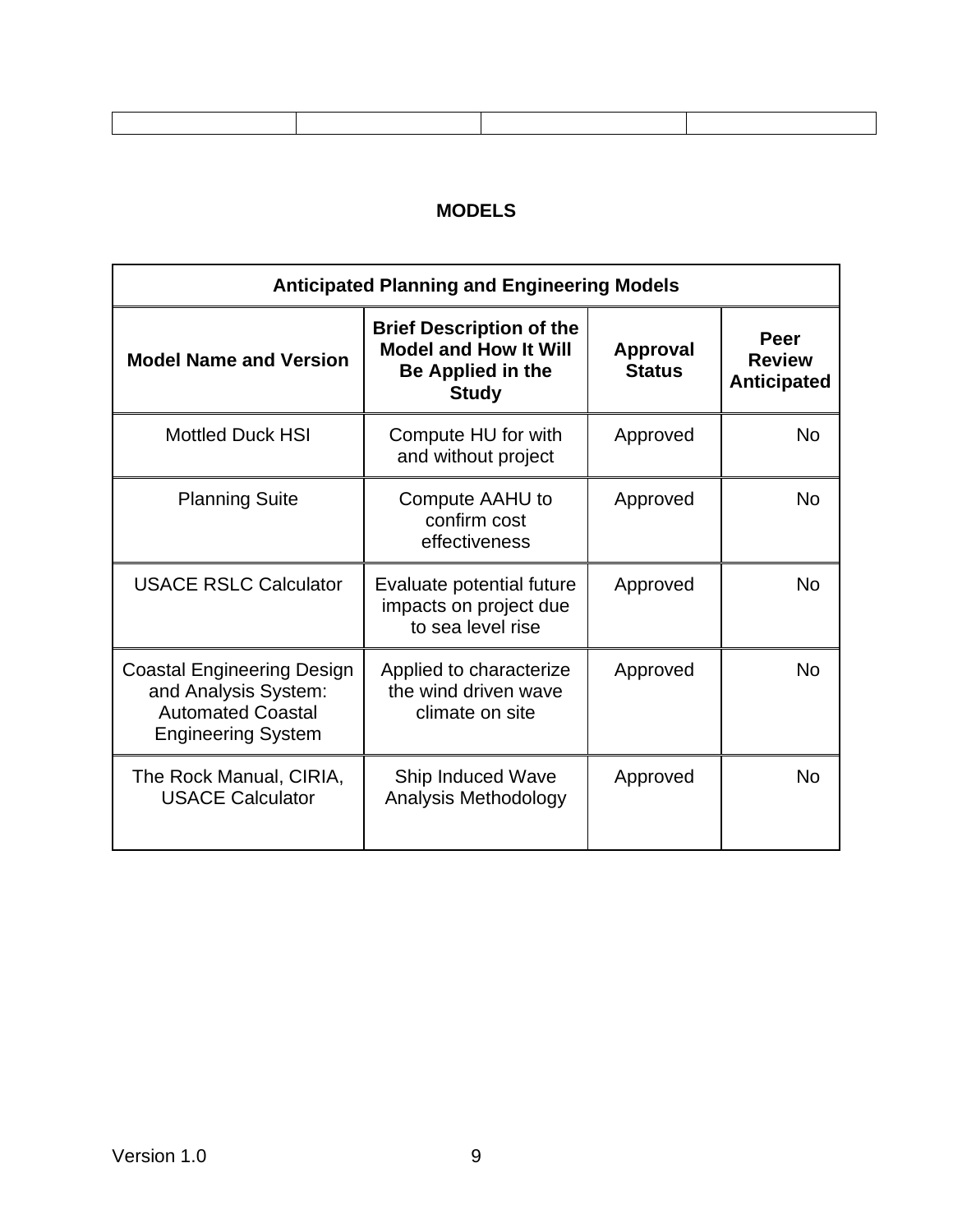| | | | |
|---|---|---|---|
| | | | |

## MODELS

| Anticipated Planning and Engineering Models | | | |
|---|---|---|---|
| **Model Name and Version** | **Brief Description of the Model and How It Will Be Applied in the Study** | **Approval Status** | **Peer Review Anticipated** |
| Mottled Duck HSI | Compute HU for with and without project | Approved | No |
| Planning Suite | Compute AAHU to confirm cost effectiveness | Approved | No |
| USACE RSLC Calculator | Evaluate potential future impacts on project due to sea level rise | Approved | No |
| Coastal Engineering Design and Analysis System: Automated Coastal Engineering System | Applied to characterize the wind driven wave climate on site | Approved | No |
| The Rock Manual, CIRIA, USACE Calculator | Ship Induced Wave Analysis Methodology | Approved | No |

Version 1.0